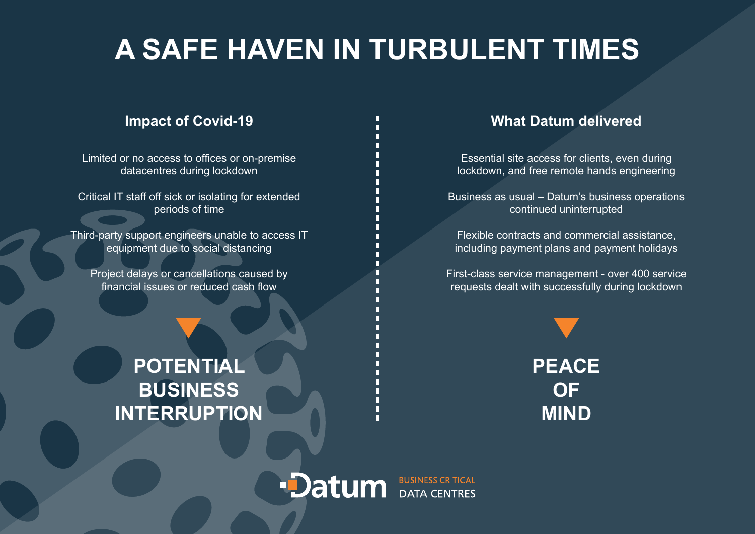# A SAFE HAVEN IN TURBULENT TIMES

## Impact of Covid-19

Limited or no access to offices or on-premise datacentres during lockdown

Critical IT staff off sick or isolating for extended periods of time

Third-party support engineers unable to access IT equipment due to social distancing

Project delays or cancellations caused by financial issues or reduced cash flow

**POTENTIAL BUSINESS INTERRUPTION**

## What Datum delivered

Essential site access for clients, even during lockdown, and free remote hands engineering

Business as usual – Datum's business operations continued uninterrupted

Flexible contracts and commercial assistance, including payment plans and payment holidays

First-class service management - over 400 service requests dealt with successfully during lockdown

**PEACE OF MIND**

Datum | BUSINESS CRITICAL DATA CENTRES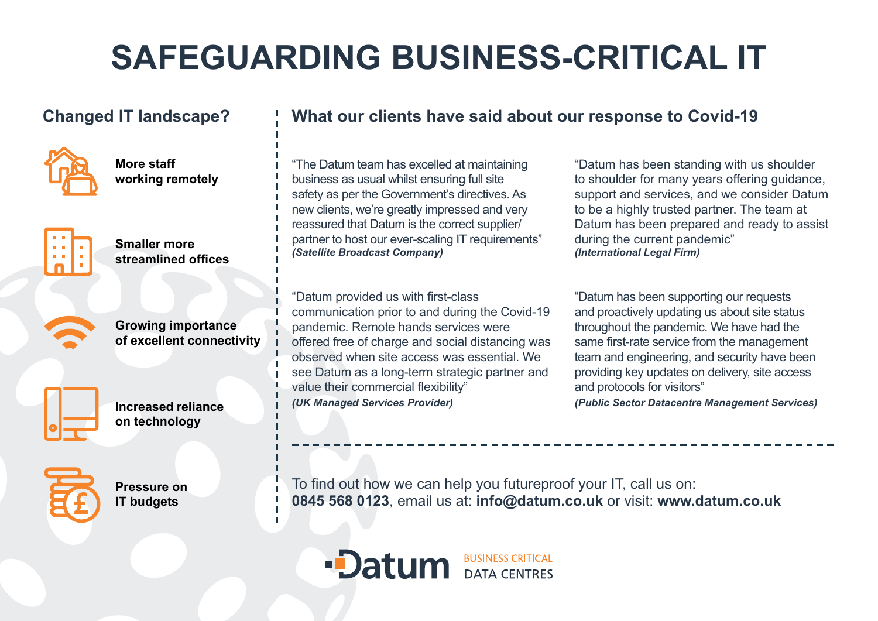# SAFEGUARDING BUSINESS-CRITICAL IT

## Changed IT landscape?

**More staff working remotely**

**Smaller more streamlined offices**

**Growing importance of excellent connectivity**

**Increased reliance on technology**

**Pressure on IT budgets**

## What our clients have said about our response to Covid-19

"The Datum team has excelled at maintaining business as usual whilst ensuring full site safety as per the Government's directives. As new clients, we're greatly impressed and very reassured that Datum is the correct supplier/ partner to host our ever-scaling IT requirements"
***(Satellite Broadcast Company)***

"Datum has been standing with us shoulder to shoulder for many years offering guidance, support and services, and we consider Datum to be a highly trusted partner. The team at Datum has been prepared and ready to assist during the current pandemic"
***(International Legal Firm)***

"Datum provided us with first-class communication prior to and during the Covid-19 pandemic. Remote hands services were offered free of charge and social distancing was observed when site access was essential. We see Datum as a long-term strategic partner and value their commercial flexibility"
***(UK Managed Services Provider)***

"Datum has been supporting our requests and proactively updating us about site status throughout the pandemic. We have had the same first-rate service from the management team and engineering, and security have been providing key updates on delivery, site access and protocols for visitors"
***(Public Sector Datacentre Management Services)***

To find out how we can help you futureproof your IT, call us on:
**0845 568 0123**, email us at: **info@datum.co.uk** or visit: **www.datum.co.uk**

Datum | BUSINESS CRITICAL DATA CENTRES